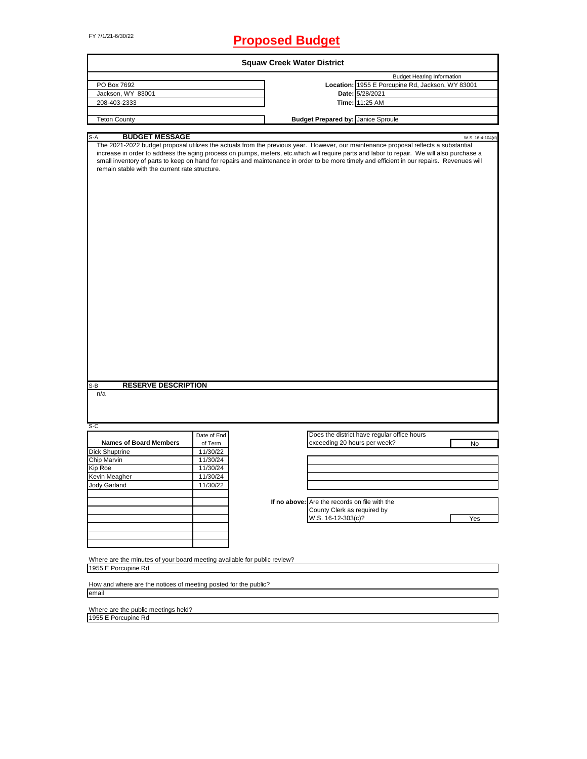FY 7/1/21-6/30/22

# Proposed Budget

## Squaw Creek Water District

| | | Budget Hearing Information |
|---|---|---|
| PO Box 7692 | **Location:** | 1955 E Porcupine Rd, Jackson, WY 83001 |
| Jackson, WY 83001 | **Date:** | 5/28/2021 |
| 208-403-2333 | **Time:** | 11:25 AM |
| Teton County | **Budget Prepared by:** | Janice Sproule |

S-A **BUDGET MESSAGE** W.S. 16-4-104(d)

The 2021-2022 budget proposal utilizes the actuals from the previous year. However, our maintenance proposal reflects a substantial increase in order to address the aging process on pumps, meters, etc.which will require parts and labor to repair. We will also purchase a small inventory of parts to keep on hand for repairs and maintenance in order to be more timely and efficient in our repairs. Revenues will remain stable with the current rate structure.

S-B **RESERVE DESCRIPTION**

n/a

S-C

| Names of Board Members | Date of End of Term |
|---|---|
| Dick Shuptrine | 11/30/22 |
| Chip Marvin | 11/30/24 |
| Kip Roe | 11/30/24 |
| Kevin Meagher | 11/30/24 |
| Jody Garland | 11/30/22 |

Does the district have regular office hours exceeding 20 hours per week? **No**

**If no above:** Are the records on file with the County Clerk as required by W.S. 16-12-303(c)? **Yes**

Where are the minutes of your board meeting available for public review?
1955 E Porcupine Rd

How and where are the notices of meeting posted for the public?
email

Where are the public meetings held?
1955 E Porcupine Rd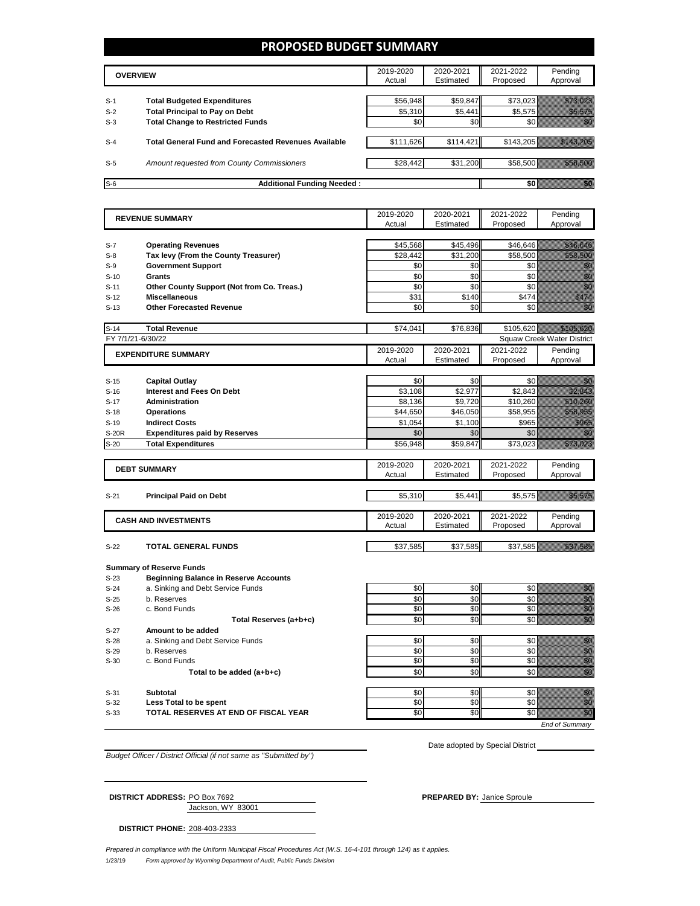# PROPOSED BUDGET SUMMARY

| | OVERVIEW | 2019-2020 Actual | 2020-2021 Estimated | 2021-2022 Proposed | Pending Approval |
|---|---|---|---|---|---|
| S-1 | **Total Budgeted Expenditures** | $56,948 | $59,847 | $73,023 | $73,023 |
| S-2 | **Total Principal to Pay on Debt** | $5,310 | $5,441 | $5,575 | $5,575 |
| S-3 | **Total Change to Restricted Funds** | $0 | $0 | $0 | $0 |
| S-4 | **Total General Fund and Forecasted Revenues Available** | $111,626 | $114,421 | $143,205 | $143,205 |
| S-5 | *Amount requested from County Commissioners* | $28,442 | $31,200 | $58,500 | $58,500 |
| S-6 | **Additional Funding Needed :** | | | $0 | $0 |

| | REVENUE SUMMARY | 2019-2020 Actual | 2020-2021 Estimated | 2021-2022 Proposed | Pending Approval |
|---|---|---|---|---|---|
| S-7 | **Operating Revenues** | $45,568 | $45,496 | $46,646 | $46,646 |
| S-8 | **Tax levy (From the County Treasurer)** | $28,442 | $31,200 | $58,500 | $58,500 |
| S-9 | **Government Support** | $0 | $0 | $0 | $0 |
| S-10 | **Grants** | $0 | $0 | $0 | $0 |
| S-11 | **Other County Support (Not from Co. Treas.)** | $0 | $0 | $0 | $0 |
| S-12 | **Miscellaneous** | $31 | $140 | $474 | $474 |
| S-13 | **Other Forecasted Revenue** | $0 | $0 | $0 | $0 |
| S-14 | **Total Revenue** | $74,041 | $76,836 | $105,620 | $105,620 |

FY 7/1/21-6/30/22 — Squaw Creek Water District

| | EXPENDITURE SUMMARY | 2019-2020 Actual | 2020-2021 Estimated | 2021-2022 Proposed | Pending Approval |
|---|---|---|---|---|---|
| S-15 | **Capital Outlay** | $0 | $0 | $0 | $0 |
| S-16 | **Interest and Fees On Debt** | $3,108 | $2,977 | $2,843 | $2,843 |
| S-17 | **Administration** | $8,136 | $9,720 | $10,260 | $10,260 |
| S-18 | **Operations** | $44,650 | $46,050 | $58,955 | $58,955 |
| S-19 | **Indirect Costs** | $1,054 | $1,100 | $965 | $965 |
| S-20R | **Expenditures paid by Reserves** | $0 | $0 | $0 | $0 |
| S-20 | **Total Expenditures** | $56,948 | $59,847 | $73,023 | $73,023 |

| | DEBT SUMMARY | 2019-2020 Actual | 2020-2021 Estimated | 2021-2022 Proposed | Pending Approval |
|---|---|---|---|---|---|
| S-21 | **Principal Paid on Debt** | $5,310 | $5,441 | $5,575 | $5,575 |

| | CASH AND INVESTMENTS | 2019-2020 Actual | 2020-2021 Estimated | 2021-2022 Proposed | Pending Approval |
|---|---|---|---|---|---|
| S-22 | **TOTAL GENERAL FUNDS** | $37,585 | $37,585 | $37,585 | $37,585 |

**Summary of Reserve Funds**

| | | 2019-2020 Actual | 2020-2021 Estimated | 2021-2022 Proposed | Pending Approval |
|---|---|---|---|---|---|
| S-23 | **Beginning Balance in Reserve Accounts** | | | | |
| S-24 | a. Sinking and Debt Service Funds | $0 | $0 | $0 | $0 |
| S-25 | b. Reserves | $0 | $0 | $0 | $0 |
| S-26 | c. Bond Funds | $0 | $0 | $0 | $0 |
| | **Total Reserves (a+b+c)** | $0 | $0 | $0 | $0 |
| S-27 | **Amount to be added** | | | | |
| S-28 | a. Sinking and Debt Service Funds | $0 | $0 | $0 | $0 |
| S-29 | b. Reserves | $0 | $0 | $0 | $0 |
| S-30 | c. Bond Funds | $0 | $0 | $0 | $0 |
| | **Total to be added (a+b+c)** | $0 | $0 | $0 | $0 |
| S-31 | **Subtotal** | $0 | $0 | $0 | $0 |
| S-32 | **Less Total to be spent** | $0 | $0 | $0 | $0 |
| S-33 | **TOTAL RESERVES AT END OF FISCAL YEAR** | $0 | $0 | $0 | $0 |

*End of Summary*

*Budget Officer / District Official (if not same as "Submitted by")*

Date adopted by Special District

**DISTRICT ADDRESS:** PO Box 7692
Jackson, WY 83001

**PREPARED BY:** Janice Sproule

**DISTRICT PHONE:** 208-403-2333

*Prepared in compliance with the Uniform Municipal Fiscal Procedures Act (W.S. 16-4-101 through 124) as it applies.*

1/23/19 *Form approved by Wyoming Department of Audit, Public Funds Division*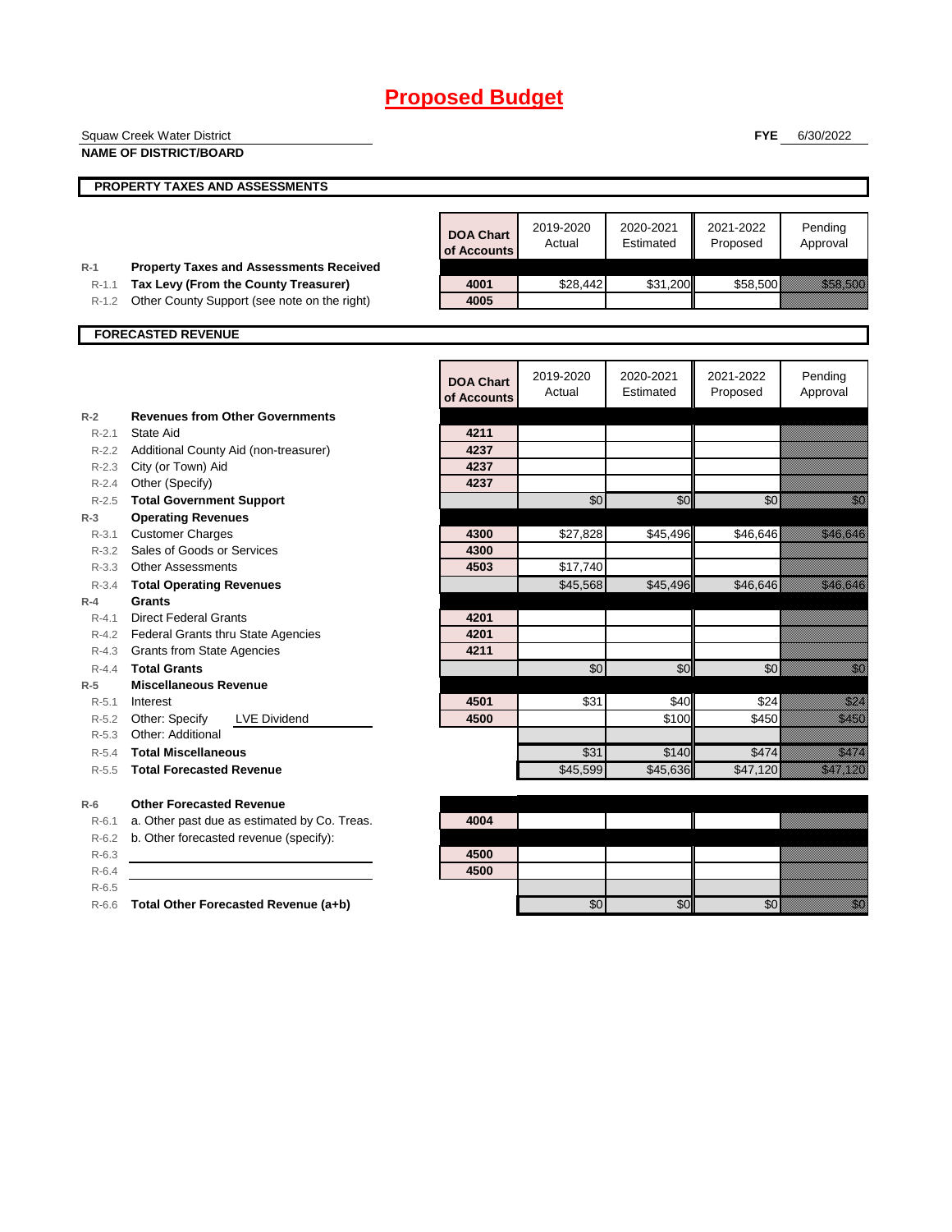# Proposed Budget

Squaw Creek Water District
**NAME OF DISTRICT/BOARD**

**FYE** 6/30/2022

## PROPERTY TAXES AND ASSESSMENTS

| | | DOA Chart of Accounts | 2019-2020 Actual | 2020-2021 Estimated | 2021-2022 Proposed | Pending Approval |
|---|---|---|---|---|---|---|
| R-1 | **Property Taxes and Assessments Received** | | | | | |
| R-1.1 | **Tax Levy (From the County Treasurer)** | 4001 | $28,442 | $31,200 | $58,500 | $58,500 |
| R-1.2 | Other County Support (see note on the right) | 4005 | | | | |

## FORECASTED REVENUE

| | | DOA Chart of Accounts | 2019-2020 Actual | 2020-2021 Estimated | 2021-2022 Proposed | Pending Approval |
|---|---|---|---|---|---|---|
| R-2 | **Revenues from Other Governments** | | | | | |
| R-2.1 | State Aid | 4211 | | | | |
| R-2.2 | Additional County Aid (non-treasurer) | 4237 | | | | |
| R-2.3 | City (or Town) Aid | 4237 | | | | |
| R-2.4 | Other (Specify) | 4237 | | | | |
| R-2.5 | **Total Government Support** | | $0 | $0 | $0 | $0 |
| R-3 | **Operating Revenues** | | | | | |
| R-3.1 | Customer Charges | 4300 | $27,828 | $45,496 | $46,646 | $46,646 |
| R-3.2 | Sales of Goods or Services | 4300 | | | | |
| R-3.3 | Other Assessments | 4503 | $17,740 | | | |
| R-3.4 | **Total Operating Revenues** | | $45,568 | $45,496 | $46,646 | $46,646 |
| R-4 | **Grants** | | | | | |
| R-4.1 | Direct Federal Grants | 4201 | | | | |
| R-4.2 | Federal Grants thru State Agencies | 4201 | | | | |
| R-4.3 | Grants from State Agencies | 4211 | | | | |
| R-4.4 | **Total Grants** | | $0 | $0 | $0 | $0 |
| R-5 | **Miscellaneous Revenue** | | | | | |
| R-5.1 | Interest | 4501 | $31 | $40 | $24 | $24 |
| R-5.2 | Other: Specify LVE Dividend | 4500 | | $100 | $450 | $450 |
| R-5.3 | Other: Additional | | | | | |
| R-5.4 | **Total Miscellaneous** | | $31 | $140 | $474 | $474 |
| R-5.5 | **Total Forecasted Revenue** | | $45,599 | $45,636 | $47,120 | $47,120 |
| R-6 | **Other Forecasted Revenue** | | | | | |
| R-6.1 | a. Other past due as estimated by Co. Treas. | 4004 | | | | |
| R-6.2 | b. Other forecasted revenue (specify): | | | | | |
| R-6.3 | | 4500 | | | | |
| R-6.4 | | 4500 | | | | |
| R-6.5 | | | | | | |
| R-6.6 | **Total Other Forecasted Revenue (a+b)** | | $0 | $0 | $0 | $0 |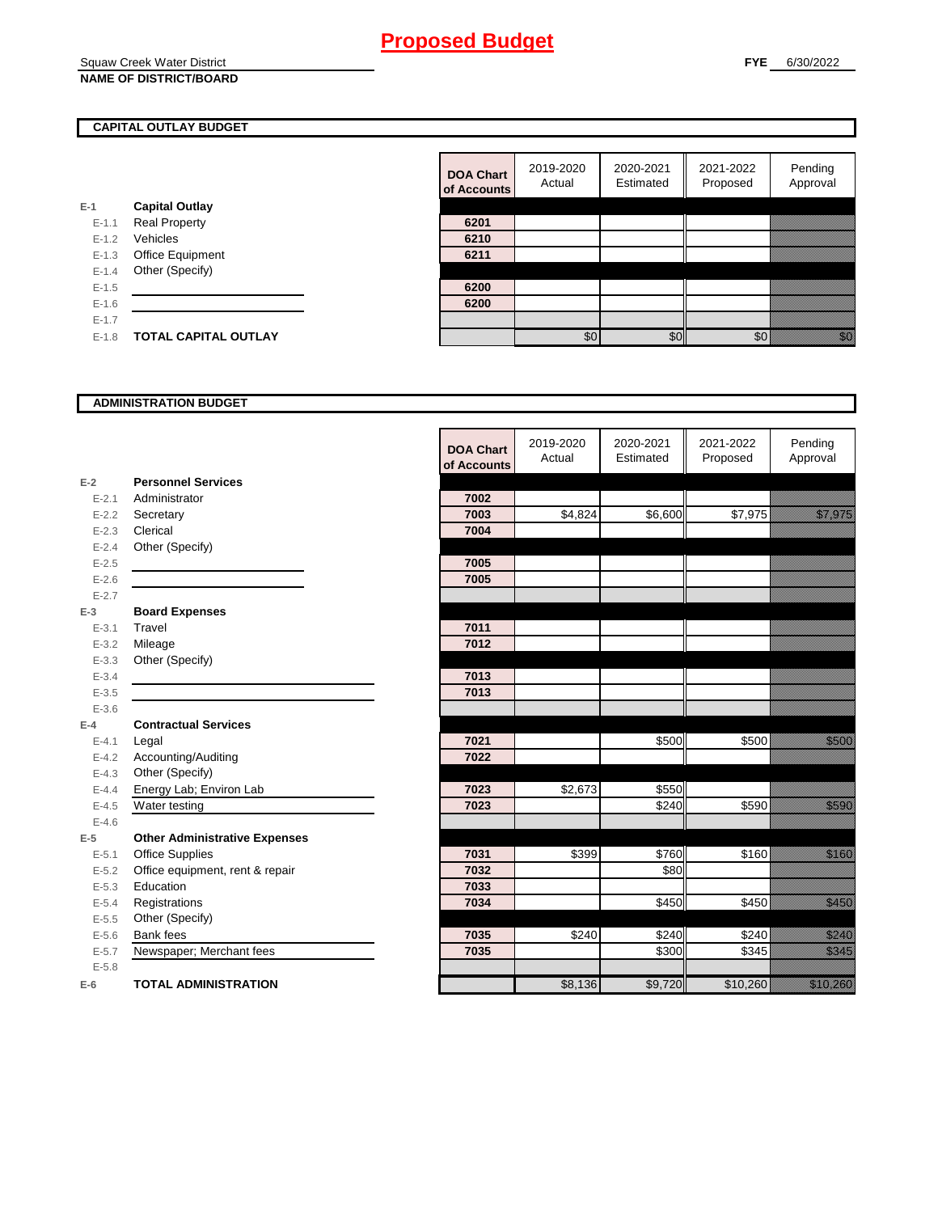# Proposed Budget

Squaw Creek Water District
**NAME OF DISTRICT/BOARD**

**FYE** 6/30/2022

## CAPITAL OUTLAY BUDGET

| | | DOA Chart of Accounts | 2019-2020 Actual | 2020-2021 Estimated | 2021-2022 Proposed | Pending Approval |
|---|---|---|---|---|---|---|
| E-1 | **Capital Outlay** | | | | | |
| E-1.1 | Real Property | 6201 | | | | |
| E-1.2 | Vehicles | 6210 | | | | |
| E-1.3 | Office Equipment | 6211 | | | | |
| E-1.4 | Other (Specify) | | | | | |
| E-1.5 | | 6200 | | | | |
| E-1.6 | | 6200 | | | | |
| E-1.7 | | | | | | |
| E-1.8 | **TOTAL CAPITAL OUTLAY** | | $0 | $0 | $0 | $0 |

## ADMINISTRATION BUDGET

| | | DOA Chart of Accounts | 2019-2020 Actual | 2020-2021 Estimated | 2021-2022 Proposed | Pending Approval |
|---|---|---|---|---|---|---|
| E-2 | **Personnel Services** | | | | | |
| E-2.1 | Administrator | 7002 | | | | |
| E-2.2 | Secretary | 7003 | $4,824 | $6,600 | $7,975 | $7,975 |
| E-2.3 | Clerical | 7004 | | | | |
| E-2.4 | Other (Specify) | | | | | |
| E-2.5 | | 7005 | | | | |
| E-2.6 | | 7005 | | | | |
| E-2.7 | | | | | | |
| E-3 | **Board Expenses** | | | | | |
| E-3.1 | Travel | 7011 | | | | |
| E-3.2 | Mileage | 7012 | | | | |
| E-3.3 | Other (Specify) | | | | | |
| E-3.4 | | 7013 | | | | |
| E-3.5 | | 7013 | | | | |
| E-3.6 | | | | | | |
| E-4 | **Contractual Services** | | | | | |
| E-4.1 | Legal | 7021 | | $500 | $500 | $500 |
| E-4.2 | Accounting/Auditing | 7022 | | | | |
| E-4.3 | Other (Specify) | | | | | |
| E-4.4 | Energy Lab; Environ Lab | 7023 | $2,673 | $550 | | |
| E-4.5 | Water testing | 7023 | | $240 | $590 | $590 |
| E-4.6 | | | | | | |
| E-5 | **Other Administrative Expenses** | | | | | |
| E-5.1 | Office Supplies | 7031 | $399 | $760 | $160 | $160 |
| E-5.2 | Office equipment, rent & repair | 7032 | | $80 | | |
| E-5.3 | Education | 7033 | | | | |
| E-5.4 | Registrations | 7034 | | $450 | $450 | $450 |
| E-5.5 | Other (Specify) | | | | | |
| E-5.6 | Bank fees | 7035 | $240 | $240 | $240 | $240 |
| E-5.7 | Newspaper; Merchant fees | 7035 | | $300 | $345 | $345 |
| E-5.8 | | | | | | |
| E-6 | **TOTAL ADMINISTRATION** | | $8,136 | $9,720 | $10,260 | $10,260 |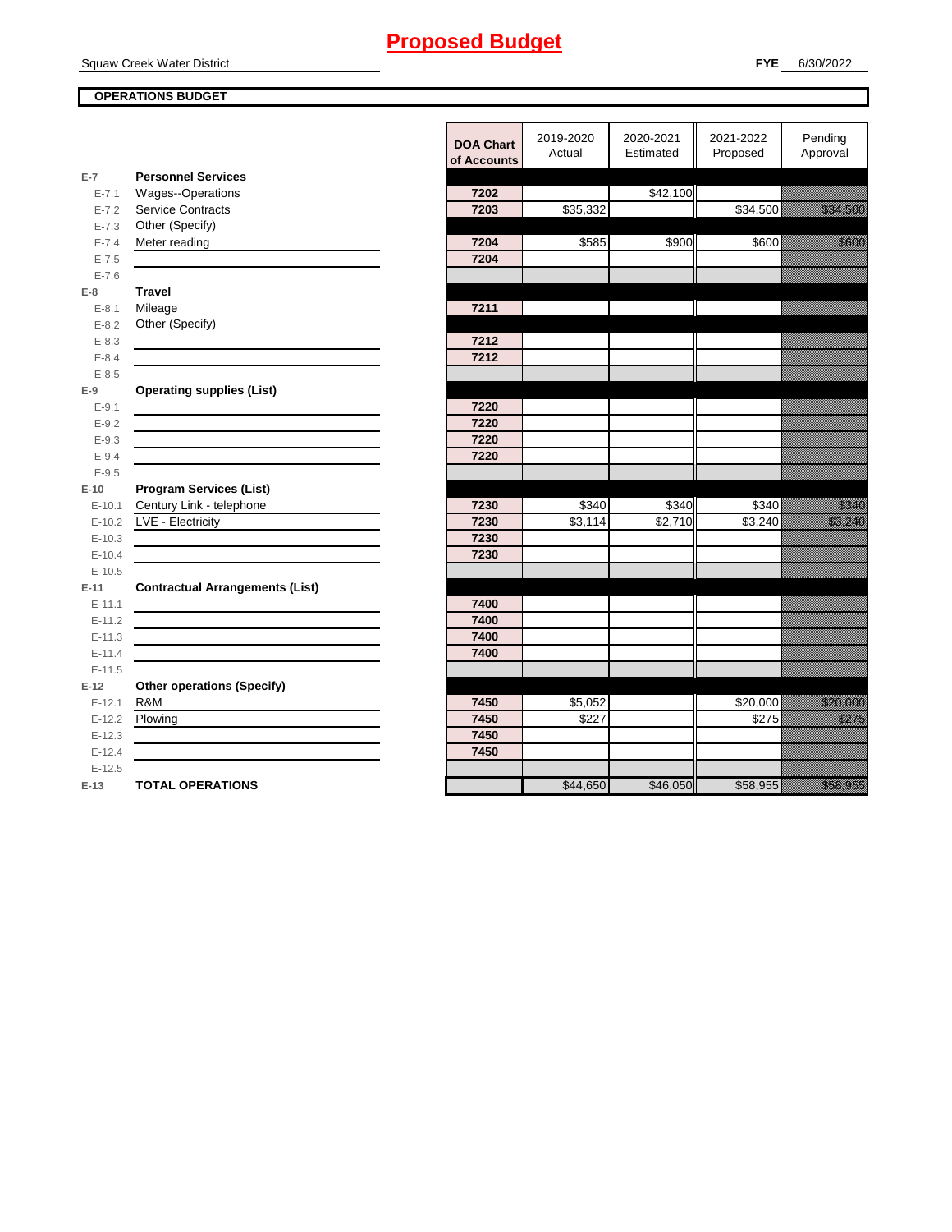# Proposed Budget

Squaw Creek Water District **FYE** 6/30/2022

**OPERATIONS BUDGET**

| | | DOA Chart of Accounts | 2019-2020 Actual | 2020-2021 Estimated | 2021-2022 Proposed | Pending Approval |
|---|---|---|---|---|---|---|
| **E-7** | **Personnel Services** | | | | | |
| E-7.1 | Wages--Operations | 7202 | | $42,100 | | |
| E-7.2 | Service Contracts | 7203 | $35,332 | | $34,500 | $34,500 |
| E-7.3 | Other (Specify) | | | | | |
| E-7.4 | Meter reading | 7204 | $585 | $900 | $600 | $600 |
| E-7.5 | | 7204 | | | | |
| E-7.6 | | | | | | |
| **E-8** | **Travel** | | | | | |
| E-8.1 | Mileage | 7211 | | | | |
| E-8.2 | Other (Specify) | | | | | |
| E-8.3 | | 7212 | | | | |
| E-8.4 | | 7212 | | | | |
| E-8.5 | | | | | | |
| **E-9** | **Operating supplies (List)** | | | | | |
| E-9.1 | | 7220 | | | | |
| E-9.2 | | 7220 | | | | |
| E-9.3 | | 7220 | | | | |
| E-9.4 | | 7220 | | | | |
| E-9.5 | | | | | | |
| **E-10** | **Program Services (List)** | | | | | |
| E-10.1 | Century Link - telephone | 7230 | $340 | $340 | $340 | $340 |
| E-10.2 | LVE - Electricity | 7230 | $3,114 | $2,710 | $3,240 | $3,240 |
| E-10.3 | | 7230 | | | | |
| E-10.4 | | 7230 | | | | |
| E-10.5 | | | | | | |
| **E-11** | **Contractual Arrangements (List)** | | | | | |
| E-11.1 | | 7400 | | | | |
| E-11.2 | | 7400 | | | | |
| E-11.3 | | 7400 | | | | |
| E-11.4 | | 7400 | | | | |
| E-11.5 | | | | | | |
| **E-12** | **Other operations (Specify)** | | | | | |
| E-12.1 | R&M | 7450 | $5,052 | | $20,000 | $20,000 |
| E-12.2 | Plowing | 7450 | $227 | | $275 | $275 |
| E-12.3 | | 7450 | | | | |
| E-12.4 | | 7450 | | | | |
| E-12.5 | | | | | | |
| **E-13** | **TOTAL OPERATIONS** | | $44,650 | $46,050 | $58,955 | $58,955 |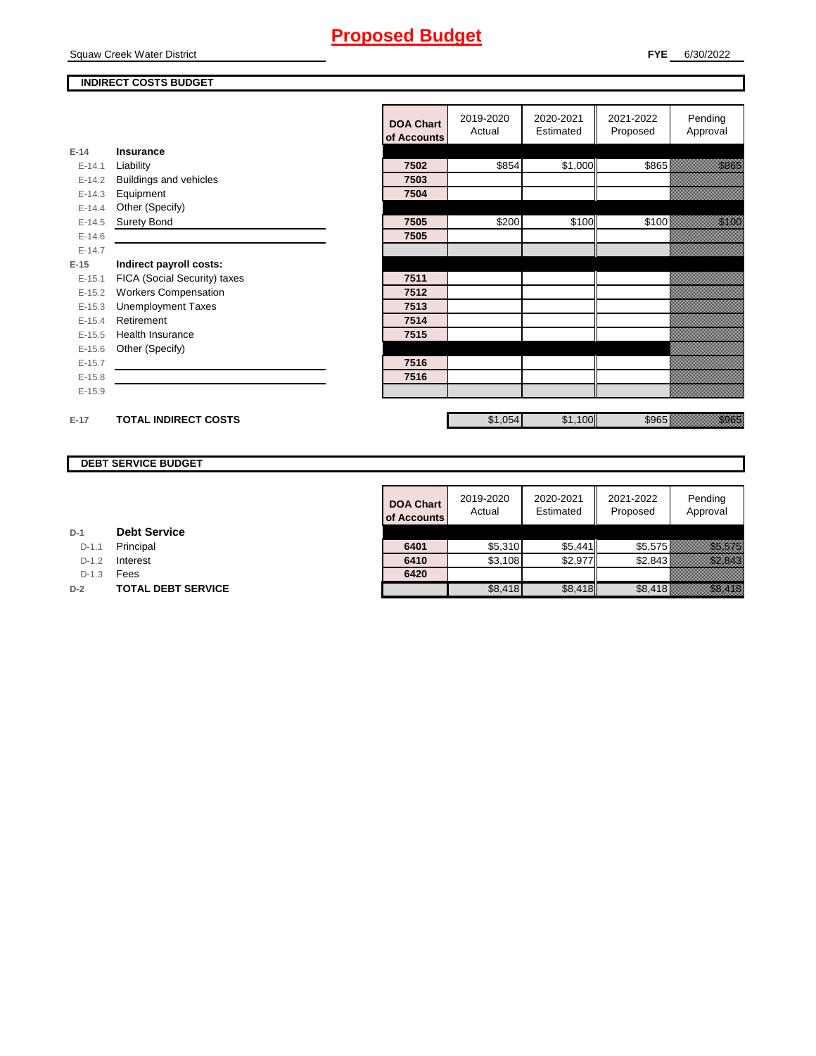# Proposed Budget

Squaw Creek Water District

**FYE** 6/30/2022

## INDIRECT COSTS BUDGET

| | | DOA Chart of Accounts | 2019-2020 Actual | 2020-2021 Estimated | 2021-2022 Proposed | Pending Approval |
|---|---|---|---|---|---|---|
| E-14 | **Insurance** | | | | | |
| E-14.1 | Liability | 7502 | $854 | $1,000 | $865 | $865 |
| E-14.2 | Buildings and vehicles | 7503 | | | | |
| E-14.3 | Equipment | 7504 | | | | |
| E-14.4 | Other (Specify) | | | | | |
| E-14.5 | Surety Bond | 7505 | $200 | $100 | $100 | $100 |
| E-14.6 | | 7505 | | | | |
| E-14.7 | | | | | | |
| E-15 | **Indirect payroll costs:** | | | | | |
| E-15.1 | FICA (Social Security) taxes | 7511 | | | | |
| E-15.2 | Workers Compensation | 7512 | | | | |
| E-15.3 | Unemployment Taxes | 7513 | | | | |
| E-15.4 | Retirement | 7514 | | | | |
| E-15.5 | Health Insurance | 7515 | | | | |
| E-15.6 | Other (Specify) | | | | | |
| E-15.7 | | 7516 | | | | |
| E-15.8 | | 7516 | | | | |
| E-15.9 | | | | | | |
| E-17 | **TOTAL INDIRECT COSTS** | | $1,054 | $1,100 | $965 | $965 |

## DEBT SERVICE BUDGET

| | | DOA Chart of Accounts | 2019-2020 Actual | 2020-2021 Estimated | 2021-2022 Proposed | Pending Approval |
|---|---|---|---|---|---|---|
| D-1 | **Debt Service** | | | | | |
| D-1.1 | Principal | 6401 | $5,310 | $5,441 | $5,575 | $5,575 |
| D-1.2 | Interest | 6410 | $3,108 | $2,977 | $2,843 | $2,843 |
| D-1.3 | Fees | 6420 | | | | |
| D-2 | **TOTAL DEBT SERVICE** | | $8,418 | $8,418 | $8,418 | $8,418 |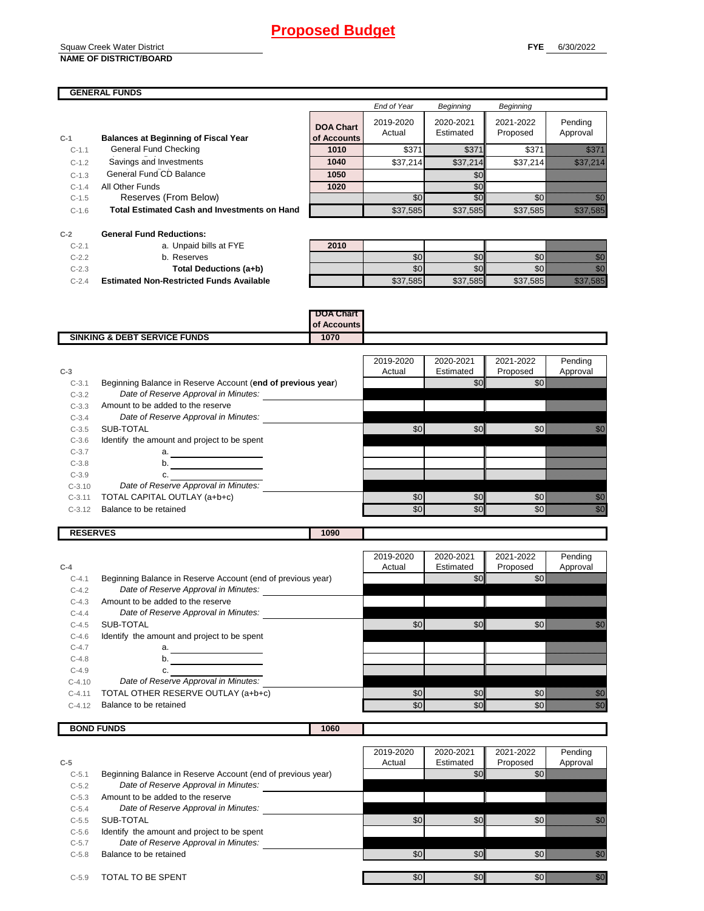# Proposed Budget

Squaw Creek Water District
**NAME OF DISTRICT/BOARD**

**FYE** 6/30/2022

## GENERAL FUNDS

| | | DOA Chart of Accounts | End of Year 2019-2020 Actual | Beginning 2020-2021 Estimated | Beginning 2021-2022 Proposed | Pending Approval |
|---|---|---|---|---|---|---|
| C-1 | **Balances at Beginning of Fiscal Year** | | | | | |
| C-1.1 | General Fund Checking | 1010 | $371 | $371 | $371 | $371 |
| C-1.2 | Savings and Investments | 1040 | $37,214 | $37,214 | $37,214 | $37,214 |
| C-1.3 | General Fund CD Balance | 1050 | | $0 | | |
| C-1.4 | All Other Funds | 1020 | | $0 | | |
| C-1.5 | Reserves (From Below) | | $0 | $0 | $0 | $0 |
| C-1.6 | **Total Estimated Cash and Investments on Hand** | | $37,585 | $37,585 | $37,585 | $37,585 |
| C-2 | **General Fund Reductions:** | | | | | |
| C-2.1 | a. Unpaid bills at FYE | 2010 | | | | |
| C-2.2 | b. Reserves | | $0 | $0 | $0 | $0 |
| C-2.3 | **Total Deductions (a+b)** | | $0 | $0 | $0 | $0 |
| C-2.4 | **Estimated Non-Restricted Funds Available** | | $37,585 | $37,585 | $37,585 | $37,585 |

## SINKING & DEBT SERVICE FUNDS — DOA Chart of Accounts 1070

| C-3 | | 2019-2020 Actual | 2020-2021 Estimated | 2021-2022 Proposed | Pending Approval |
|---|---|---|---|---|---|
| C-3.1 | Beginning Balance in Reserve Account (**end of previous year**) | | $0 | $0 | |
| C-3.2 | *Date of Reserve Approval in Minutes:* | | | | |
| C-3.3 | Amount to be added to the reserve | | | | |
| C-3.4 | *Date of Reserve Approval in Minutes:* | | | | |
| C-3.5 | SUB-TOTAL | $0 | $0 | $0 | $0 |
| C-3.6 | Identify the amount and project to be spent | | | | |
| C-3.7 | a. | | | | |
| C-3.8 | b. | | | | |
| C-3.9 | c. | | | | |
| C-3.10 | *Date of Reserve Approval in Minutes:* | | | | |
| C-3.11 | TOTAL CAPITAL OUTLAY (a+b+c) | $0 | $0 | $0 | $0 |
| C-3.12 | Balance to be retained | $0 | $0 | $0 | $0 |

## RESERVES — 1090

| C-4 | | 2019-2020 Actual | 2020-2021 Estimated | 2021-2022 Proposed | Pending Approval |
|---|---|---|---|---|---|
| C-4.1 | Beginning Balance in Reserve Account (end of previous year) | | $0 | $0 | |
| C-4.2 | *Date of Reserve Approval in Minutes:* | | | | |
| C-4.3 | Amount to be added to the reserve | | | | |
| C-4.4 | *Date of Reserve Approval in Minutes:* | | | | |
| C-4.5 | SUB-TOTAL | $0 | $0 | $0 | $0 |
| C-4.6 | Identify the amount and project to be spent | | | | |
| C-4.7 | a. | | | | |
| C-4.8 | b. | | | | |
| C-4.9 | c. | | | | |
| C-4.10 | *Date of Reserve Approval in Minutes:* | | | | |
| C-4.11 | TOTAL OTHER RESERVE OUTLAY (a+b+c) | $0 | $0 | $0 | $0 |
| C-4.12 | Balance to be retained | $0 | $0 | $0 | $0 |

## BOND FUNDS — 1060

| C-5 | | 2019-2020 Actual | 2020-2021 Estimated | 2021-2022 Proposed | Pending Approval |
|---|---|---|---|---|---|
| C-5.1 | Beginning Balance in Reserve Account (end of previous year) | | $0 | $0 | |
| C-5.2 | *Date of Reserve Approval in Minutes:* | | | | |
| C-5.3 | Amount to be added to the reserve | | | | |
| C-5.4 | *Date of Reserve Approval in Minutes:* | | | | |
| C-5.5 | SUB-TOTAL | $0 | $0 | $0 | $0 |
| C-5.6 | Identify the amount and project to be spent | | | | |
| C-5.7 | *Date of Reserve Approval in Minutes:* | | | | |
| C-5.8 | Balance to be retained | $0 | $0 | $0 | $0 |
| C-5.9 | TOTAL TO BE SPENT | $0 | $0 | $0 | $0 |